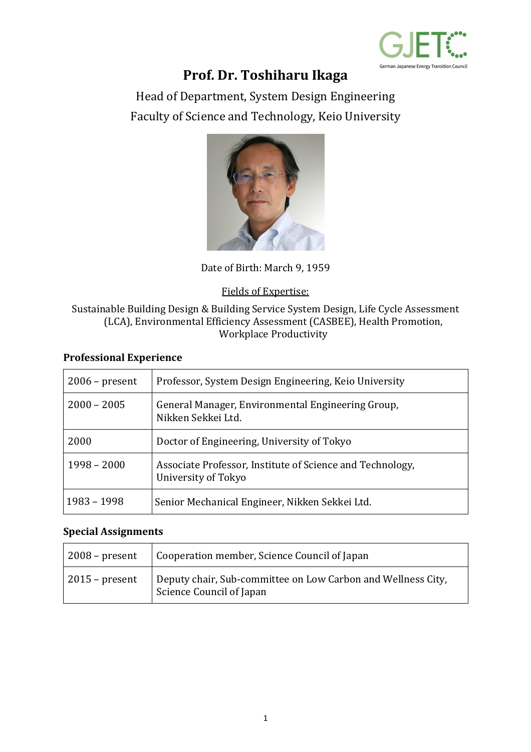# Prof. Dr. Toshiharu Ikaga

Head of Department, System Design Engineering

Faculty of Science and Technology, Keio University

Date of Birth: March 9, 1959

Fields of Expertise:

Sustainable Building Design & Building Service System Design, Life Cycle Assessment (LCA), Environmental Efficiency Assessment (CASBEE), Health Promotion, Workplace Productivity

## Professional Experience

| | |
|---|---|
| 2006 – present | Professor, System Design Engineering, Keio University |
| 2000 – 2005 | General Manager, Environmental Engineering Group, Nikken Sekkei Ltd. |
| 2000 | Doctor of Engineering, University of Tokyo |
| 1998 – 2000 | Associate Professor, Institute of Science and Technology, University of Tokyo |
| 1983 – 1998 | Senior Mechanical Engineer, Nikken Sekkei Ltd. |

## Special Assignments

| | |
|---|---|
| 2008 – present | Cooperation member, Science Council of Japan |
| 2015 – present | Deputy chair, Sub-committee on Low Carbon and Wellness City, Science Council of Japan |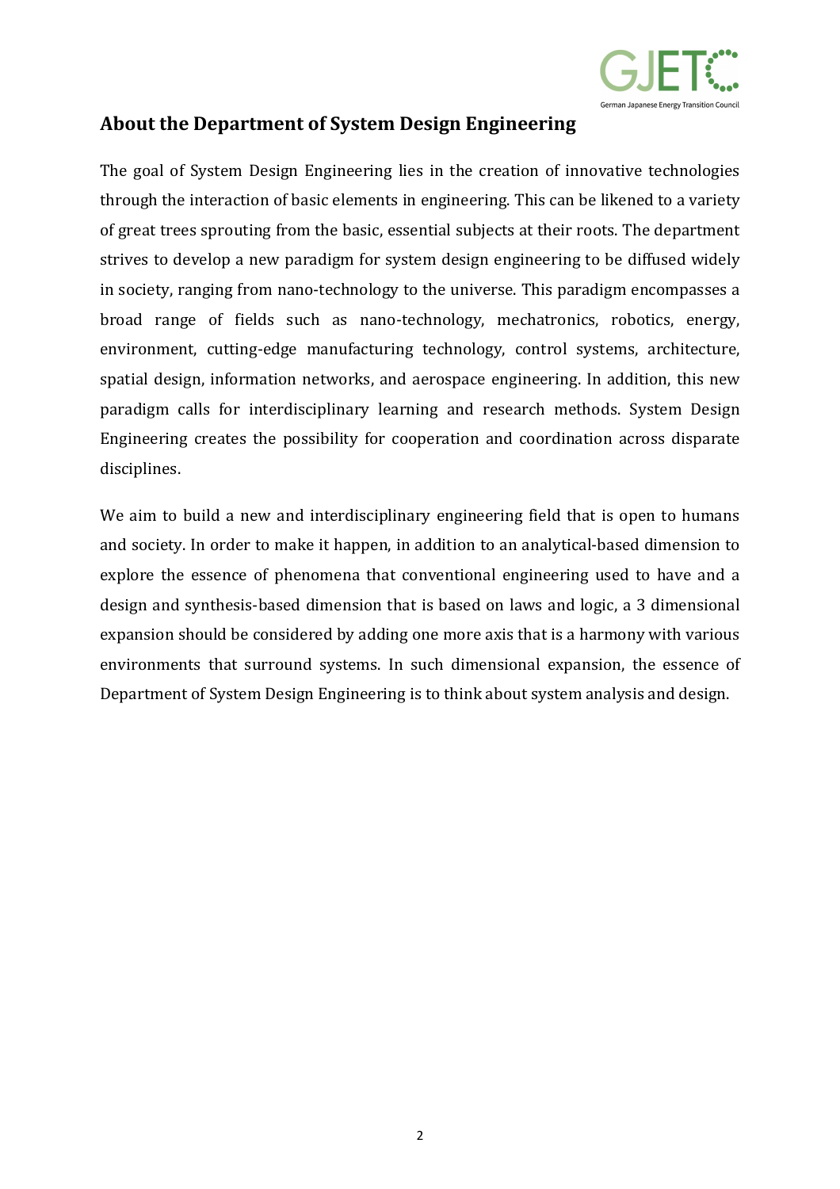## About the Department of System Design Engineering

The goal of System Design Engineering lies in the creation of innovative technologies through the interaction of basic elements in engineering. This can be likened to a variety of great trees sprouting from the basic, essential subjects at their roots. The department strives to develop a new paradigm for system design engineering to be diffused widely in society, ranging from nano-technology to the universe. This paradigm encompasses a broad range of fields such as nano-technology, mechatronics, robotics, energy, environment, cutting-edge manufacturing technology, control systems, architecture, spatial design, information networks, and aerospace engineering. In addition, this new paradigm calls for interdisciplinary learning and research methods. System Design Engineering creates the possibility for cooperation and coordination across disparate disciplines.

We aim to build a new and interdisciplinary engineering field that is open to humans and society. In order to make it happen, in addition to an analytical-based dimension to explore the essence of phenomena that conventional engineering used to have and a design and synthesis-based dimension that is based on laws and logic, a 3 dimensional expansion should be considered by adding one more axis that is a harmony with various environments that surround systems. In such dimensional expansion, the essence of Department of System Design Engineering is to think about system analysis and design.